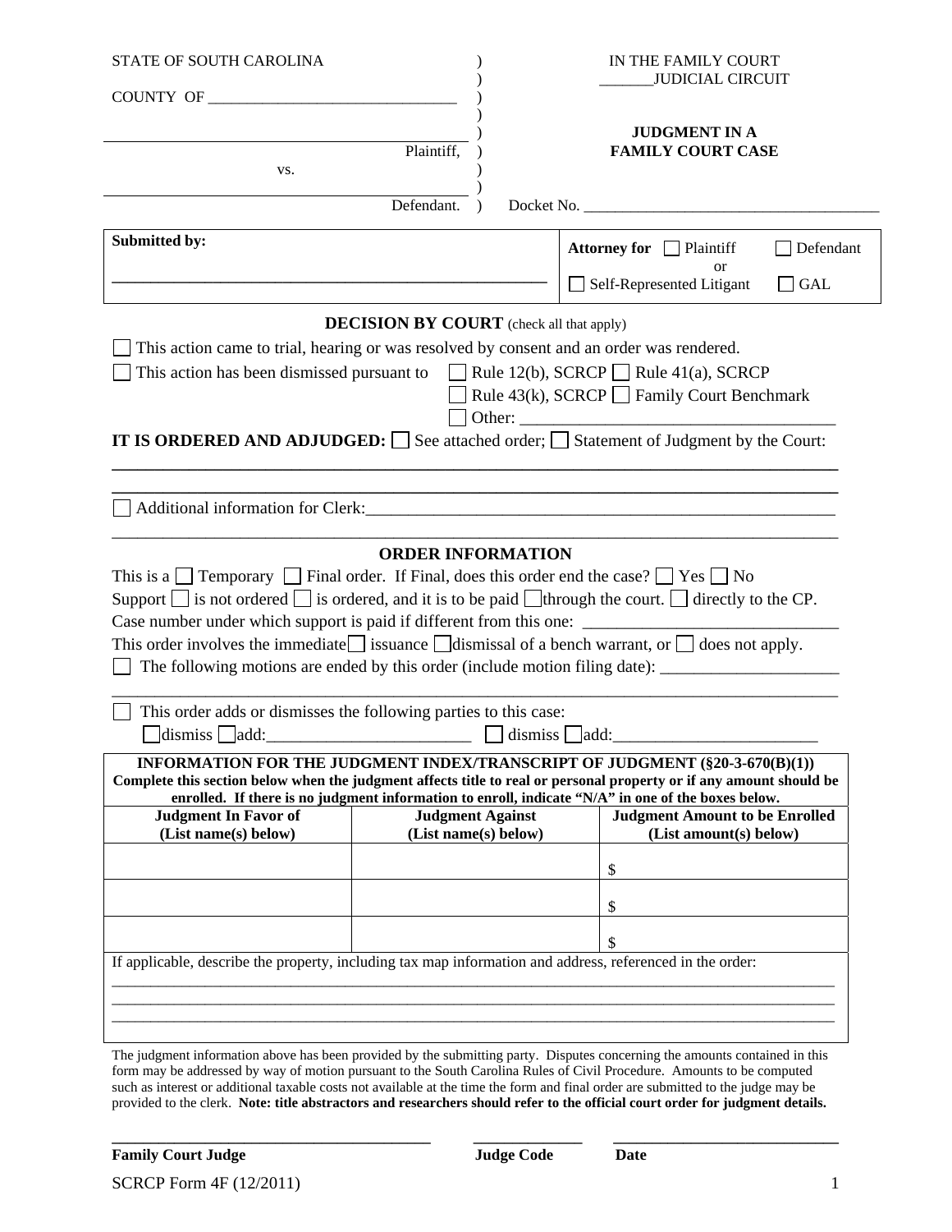STATE OF SOUTH CAROLINA )

COUNTY OF _______________________________ )

IN THE FAMILY COURT
_______JUDICIAL CIRCUIT

_____________________________________________
Plaintiff,

vs.

_____________________________________________
Defendant.

## JUDGMENT IN A FAMILY COURT CASE

Docket No. ______________________________________

| **Submitted by:** ______________________________________________________ | **Attorney for** ☐ Plaintiff ☐ Defendant or ☐ Self-Represented Litigant ☐ GAL |
|---|---|

### DECISION BY COURT (check all that apply)

☐ This action came to trial, hearing or was resolved by consent and an order was rendered.

☐ This action has been dismissed pursuant to ☐ Rule 12(b), SCRCP ☐ Rule 41(a), SCRCP ☐ Rule 43(k), SCRCP ☐ Family Court Benchmark ☐ Other: ______________________________________

**IT IS ORDERED AND ADJUDGED:** ☐ See attached order; ☐ Statement of Judgment by the Court:

_____________________________________________________________________________________

_____________________________________________________________________________________

☐ Additional information for Clerk:___________________________________________________________

_____________________________________________________________________________________

### ORDER INFORMATION

This is a ☐ Temporary ☐ Final order. If Final, does this order end the case? ☐ Yes ☐ No

Support ☐ is not ordered ☐ is ordered, and it is to be paid ☐through the court. ☐ directly to the CP.

Case number under which support is paid if different from this one: ______________________________

This order involves the immediate ☐ issuance ☐dismissal of a bench warrant, or ☐ does not apply.

☐ The following motions are ended by this order (include motion filing date): _____________________

_____________________________________________________________________________________

☐ This order adds or dismisses the following parties to this case:
☐dismiss ☐add:________________________ ☐ dismiss ☐add:________________________

**INFORMATION FOR THE JUDGMENT INDEX/TRANSCRIPT OF JUDGMENT (§20-3-670(B)(1))**
**Complete this section below when the judgment affects title to real or personal property or if any amount should be enrolled. If there is no judgment information to enroll, indicate "N/A" in one of the boxes below.**

| Judgment In Favor of (List name(s) below) | Judgment Against (List name(s) below) | Judgment Amount to be Enrolled (List amount(s) below) |
|---|---|---|
| | | $ |
| | | $ |
| | | $ |

If applicable, describe the property, including tax map information and address, referenced in the order:

_____________________________________________________________________________________

_____________________________________________________________________________________

_____________________________________________________________________________________

The judgment information above has been provided by the submitting party. Disputes concerning the amounts contained in this form may be addressed by way of motion pursuant to the South Carolina Rules of Civil Procedure. Amounts to be computed such as interest or additional taxable costs not available at the time the form and final order are submitted to the judge may be provided to the clerk. **Note: title abstractors and researchers should refer to the official court order for judgment details.**

________________________________________ ______________ ____________________________

**Family Court Judge** **Judge Code** **Date**

SCRCP Form 4F (12/2011)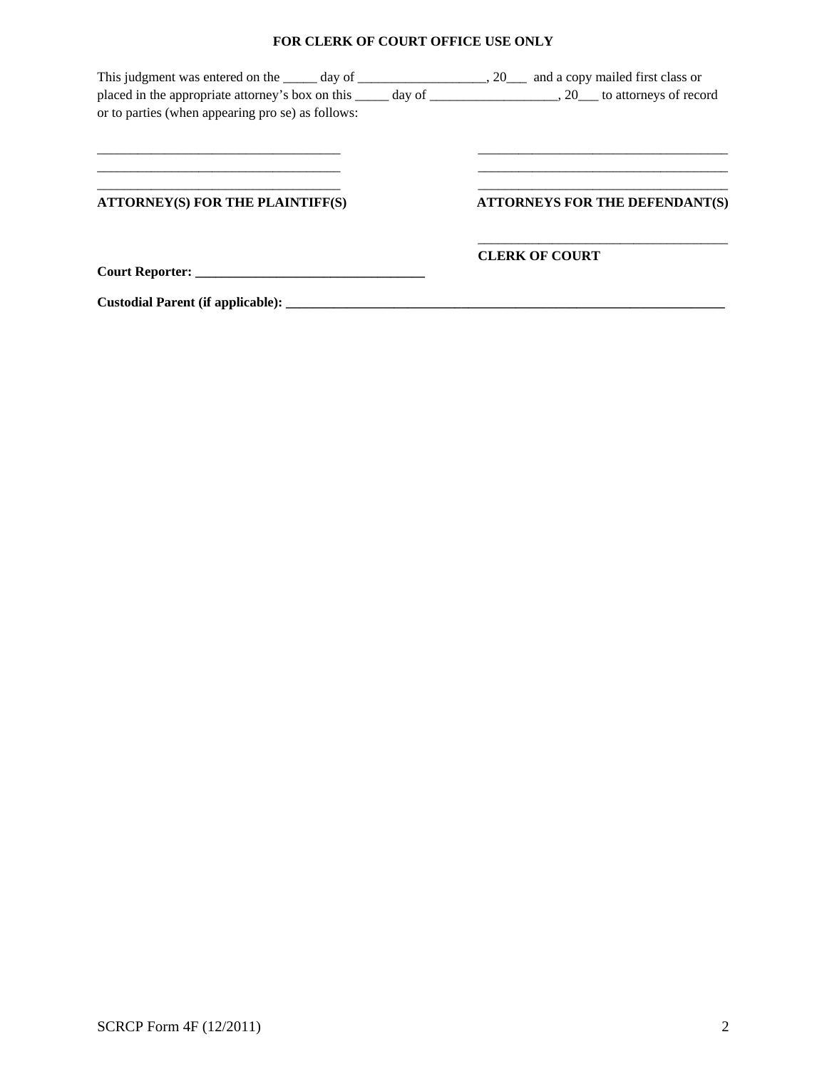**FOR CLERK OF COURT OFFICE USE ONLY**

This judgment was entered on the _____ day of ___________________, 20___ and a copy mailed first class or placed in the appropriate attorney's box on this _____ day of ___________________, 20___ to attorneys of record or to parties (when appearing pro se) as follows:

| | |
|---|---|
| ____________________________________ | ____________________________________ |
| ____________________________________ | ____________________________________ |
| ____________________________________ | ____________________________________ |
| **ATTORNEY(S) FOR THE PLAINTIFF(S)** | **ATTORNEYS FOR THE DEFENDANT(S)** |

____________________________________

**CLERK OF COURT**

**Court Reporter: __________________________________**

**Custodial Parent (if applicable): ______________________________________________________________________**

SCRCP Form 4F (12/2011)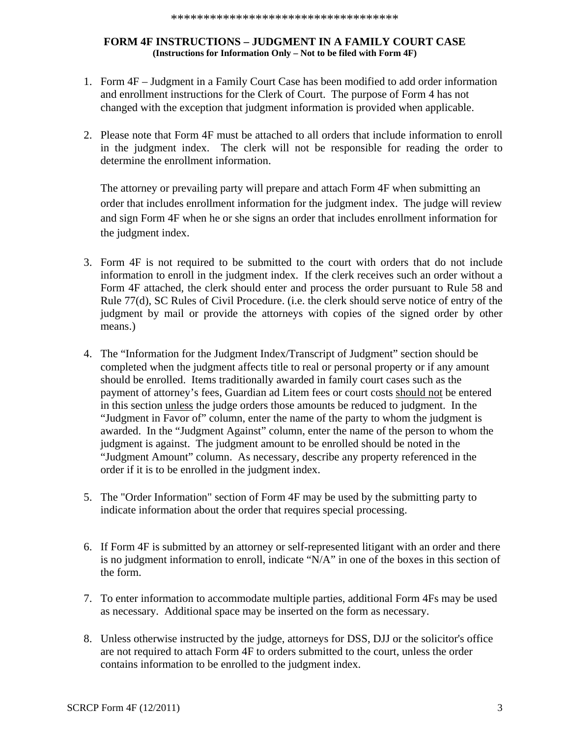\*\*\*\*\*\*\*\*\*\*\*\*\*\*\*\*\*\*\*\*\*\*\*\*\*\*\*\*\*\*\*\*\*\*\*\*

**FORM 4F INSTRUCTIONS – JUDGMENT IN A FAMILY COURT CASE**
**(Instructions for Information Only – Not to be filed with Form 4F)**

1. Form 4F – Judgment in a Family Court Case has been modified to add order information and enrollment instructions for the Clerk of Court. The purpose of Form 4 has not changed with the exception that judgment information is provided when applicable.

2. Please note that Form 4F must be attached to all orders that include information to enroll in the judgment index. The clerk will not be responsible for reading the order to determine the enrollment information.

   The attorney or prevailing party will prepare and attach Form 4F when submitting an order that includes enrollment information for the judgment index. The judge will review and sign Form 4F when he or she signs an order that includes enrollment information for the judgment index.

3. Form 4F is not required to be submitted to the court with orders that do not include information to enroll in the judgment index. If the clerk receives such an order without a Form 4F attached, the clerk should enter and process the order pursuant to Rule 58 and Rule 77(d), SC Rules of Civil Procedure. (i.e. the clerk should serve notice of entry of the judgment by mail or provide the attorneys with copies of the signed order by other means.)

4. The "Information for the Judgment Index/Transcript of Judgment" section should be completed when the judgment affects title to real or personal property or if any amount should be enrolled. Items traditionally awarded in family court cases such as the payment of attorney's fees, Guardian ad Litem fees or court costs <u>should not</u> be entered in this section <u>unless</u> the judge orders those amounts be reduced to judgment. In the "Judgment in Favor of" column, enter the name of the party to whom the judgment is awarded. In the "Judgment Against" column, enter the name of the person to whom the judgment is against. The judgment amount to be enrolled should be noted in the "Judgment Amount" column. As necessary, describe any property referenced in the order if it is to be enrolled in the judgment index.

5. The "Order Information" section of Form 4F may be used by the submitting party to indicate information about the order that requires special processing.

6. If Form 4F is submitted by an attorney or self-represented litigant with an order and there is no judgment information to enroll, indicate "N/A" in one of the boxes in this section of the form.

7. To enter information to accommodate multiple parties, additional Form 4Fs may be used as necessary. Additional space may be inserted on the form as necessary.

8. Unless otherwise instructed by the judge, attorneys for DSS, DJJ or the solicitor's office are not required to attach Form 4F to orders submitted to the court, unless the order contains information to be enrolled to the judgment index.

SCRCP Form 4F (12/2011)